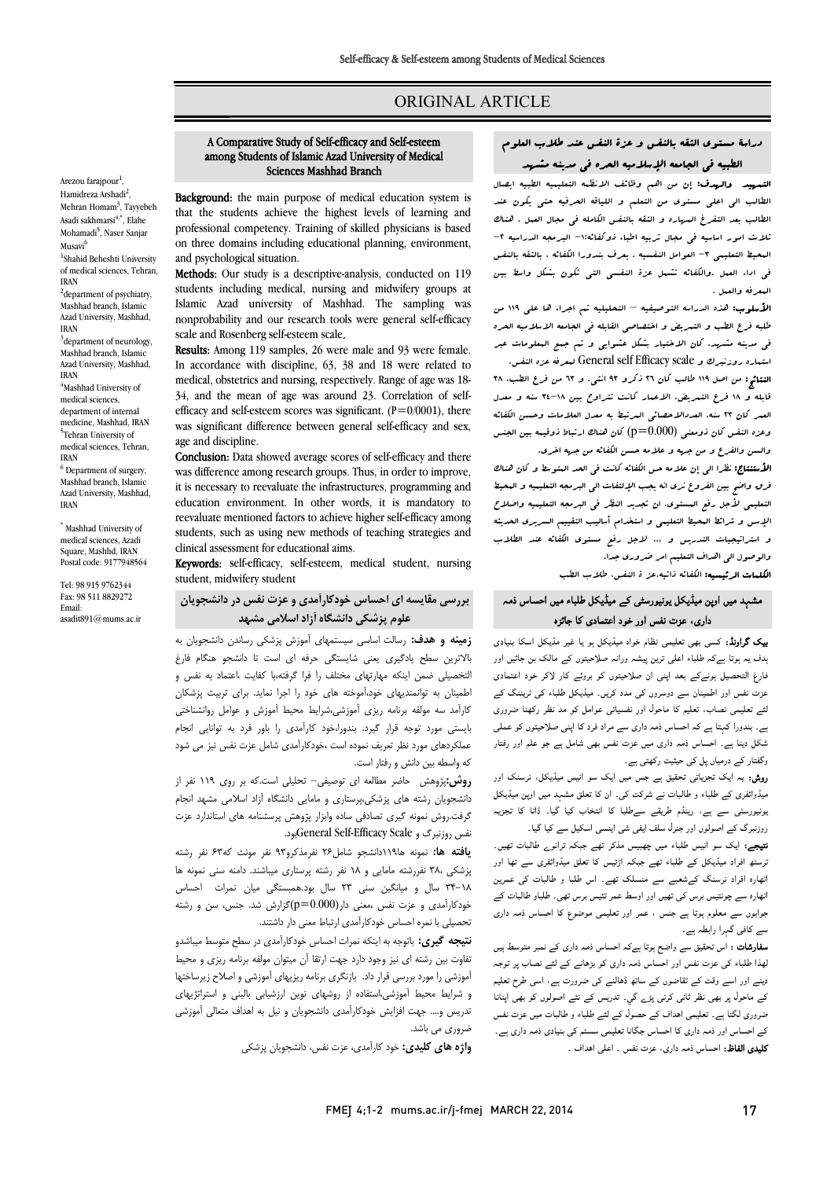# ORIGINAL ARTICLE

## A Comparative Study of Self-efficacy and Self-esteem among Students of Islamic Azad University of Medical Sciences Mashhad Branch

Arezou farajpour[1], Hamidreza Arshadi[2], Mehran Homam[3], Tayyebeh Asadi sakhmarsi[4,*], Elahe Mohamadi[5], Naser Sanjar Musavi[6]

[1]Shahid Beheshti University of medical sciences, Tehran, IRAN

[2]department of psychiatry, Mashhad branch, Islamic Azad University, Mashhad, IRAN

[3]department of neurology, Mashhad branch, Islamic Azad University, Mashhad, IRAN

[4]Mashhad University of medical sciences, department of internal medicine, Mashhad, IRAN

[5]Tehran University of medical sciences, Tehran, IRAN

[6] Department of surgery, Mashhad branch, Islamic Azad University, Mashhad, IRAN

* Mashhad University of medical sciences, Azadi Square, Mashhd, IRAN Postal code: 9177948564

Tel: 98 915 9762344
Fax: 98 511 8829272
Email: asadit891@mums.ac.ir

**Background:** the main purpose of medical education system is that the students achieve the highest levels of learning and professional competency. Training of skilled physicians is based on three domains including educational planning, environment, and psychological situation.

**Methods:** Our study is a descriptive-analysis, conducted on 119 students including medical, nursing and midwifery groups at Islamic Azad university of Mashhad. The sampling was nonprobability and our research tools were general self-efficacy scale and Rosenberg self-esteem scale.

**Results:** Among 119 samples, 26 were male and 93 were female. In accordance with discipline, 63, 38 and 18 were related to medical, obstetrics and nursing, respectively. Range of age was 18-34, and the mean of age was around 23. Correlation of self-efficacy and self-esteem scores was significant. ($P=0/0001$), there was significant difference between general self-efficacy and sex, age and discipline.

**Conclusion:** Data showed average scores of self-efficacy and there was difference among research groups. Thus, in order to improve, it is necessary to reevaluate the infrastructures, programming and education environment. In other words, it is mandatory to reevaluate mentioned factors to achieve higher self-efficacy among students, such as using new methods of teaching strategies and clinical assessment for educational aims.

**Keywords:** self-efficacy, self-esteem, medical student, nursing student, midwifery student

## دراسة مستوى الثقه بالنفس و عزة النفس عند طلاب العلوم الطبيه في الجامعه الإسلاميه الحره في مدينه مشهد

**التمهيد والهدف:** إن من اهم وظائف الانظمه التعليميه الطبيه ايصال الطالب الى اعلى مستوى من التعلم و اللياقه الحرفيه حتى يكون عند الطالب بعد التفرغ المهاره و الثقه بالنفس الكامله في مجال العمل . هناك ثلاث امور اساسيه في مجال تربيه اطباء ذوكفائه:١- البرمجه الدراسيه ٢- المحيط التعليمي ٣- العوامل النفسيه . يعرف بندورا الكفائه . بالثقه بالنفس في اداء العمل .والكفائه تشمل عزة النفس التي تكون بشكل واسط بين المعرفه والعمل .

**الأسلوب:** هذه الدراسه التوصيفيه – التحليليه تم اجراء ها على ١١٩ من طلبه فرع الطب و التمريض و اختصاصي القابله في الجامعه الاسلاميه الحره في مدينه مشهد. كان الاختيار بشكل عشوايى و تم جمع المعلومات عبر استماره روزنبرگ و General self Efficacy scale لمعرفه عزه النفس.

**النتائج:** من اصل ١١٩ طالب كان ٢٦ ذكر و ٩٣ انثى. و ٦٣ من فرع الطب، ٣٨ قابله و ١٨ فرع التمريض. الاعمار كانت تتراوح بين ١٨-٣٤ سنه و معدل العمر كان ٢٣ سنه. العدالاحصائي المرتبط به معدل العلامات وحسن الكفائه وعزه النفس كان ذومعنى ($p=0.000$) كان هناك ارتباط ذوقيمه بين الجنس والسن والفرع و من جهه و علامه حسن الكفائه من جهه اخرى.

**الأستنتاج:** نظرا الى إن علامه حس الكفائه كانت في الحد المتوسط و كان هناك فرق واضح بين الفروع نرى انه يجب الإلتفات الى البرمجه التعليميه و المحيط التعليمي لأجل رفع المستوى. ان تجديد النظر في البرمجه التعليميه واصلاح الإسس و شرائط المحيط التعليمي و استخدام أساليب التقييم السريري الحديثه و استراتيجيات التدريس و ... لاجل رفع مستوى الكفائه عند الطلاب والوصول الى اهداف التعليم امر ضروري جدا.

**الكلمات الرئيسيه:** الكفائه ذاتيه،عز ة النفس، طلاب الطب

## بررسی مقایسه ای احساس خودکارآمدی و عزت نفس در دانشجویان علوم پزشکی دانشگاه آزاد اسلامی مشهد

**زمینه و هدف:** رسالت اساسی سیستمهای آموزش پزشکی رساندن دانشجویان به بالاترین سطح یادگیری یعنی شایستگی حرفه ای است تا دانشجو هنگام فارغ التحصیلی ضمن اینکه مهارتهای مختلف را فرا گرفته،با کفایت ،اعتماد به نفس و اطمینان به توانمندیهای خود،آموخته های خود را اجرا نماید. برای تربیت پزشکان کارآمد سه مولفه برنامه ریزی آموزشی،شرایط محیط آموزش و عوامل روانشناختی بایستی مورد توجه قرار گیرد. بندورا،خود کارآمدی را باور فرد به توانایی انجام عملکردهای مورد نظر تعریف نموده است ،خودکارآمدی شامل عزت نفس نیز می شود که واسطه بین دانش و رفتار است.

**روش:**پژوهش حاضر مطالعه ای توصیفی– تحلیلی است.که بر روی ۱۱۹ نفر از دانشجویان رشته های پزشکی،پرستاری و مامایی دانشگاه آزاد اسلامی مشهد انجام گرفت.روش نمونه گیری تصادفی ساده وابزار پژوهش پرسشنامه های استاندارد عزت نفس روزنبرگ و General Self-Efficacy Scaleبود.

**یافته ها:** نمونه ها۱۱۹دانشجو شامل۲۶ نفرمذکرو۹۳ نفر مونث که۶۳ نفر رشته پزشکی ،۳۸ نفررشته مامایی و ۱۸ نفر رشته پرستاری میباشند. دامنه سنی نمونه ها ۱۸-۳۴ سال و میانگین سنی ۲۳ سال بود.همبستگی میان نمرات احساس خودکارآمدی و عزت نفس ،معنی دار($p=0.000$)گزارش شد. جنس، سن و رشته تحصیلی با نمره احساس خودکارآمدی ارتباط معنی دار داشتند.

**نتیجه گیری:** باتوجه به اینکه نمرات احساس خودکارآمدی در سطح متوسط میباشدو تفاوت بین رشته ای نیز وجود دارد جهت ارتقا آن میتوان مولفه برنامه ریزی و محیط آموزشی را مورد بررسی قرار داد. بازنگری برنامه ریزیهای آموزشی و اصلاح زیرساختها و شرایط محیط آموزشی،استفاده از روشهای نوین ارزشیابی بالینی و استراتژیهای تدریس و.... جهت افزایش خودکارآمدی دانشجویان و نیل به اهداف متعالی آموزشی ضروری می باشد.

**واژه های کلیدی:** خود کارآمدی، عزت نفس، دانشجویان پزشکی

## مشہد میں اوپن میڈیکل یونیورسٹی کے میڈیکل طلباء میں احساس ذمہ داری، عزت نفس اور خود اعتمادی کا جائزہ

**بیک گراونڈ:** کسی بھی تعلیمی نظام خواہ میڈیکل ہو یا غیر مڈیکل اسکا بنیادی ہدف یہ ہوتا ہےکہ طلباء اعلی ترین پیشہ ورانہ صلاحیتوں کے مالک بن جائيں اور فارغ التحصیل ہونےکے بعد اپنی ان صلاحیتوں کو بروئے کار لاکر خود اعتمادی عزت نفس اور اطمینان سے دوسروں کی مدد کریں۔ میڈیکل طلباء کی ٹریننگ کے لئے تعلیمی نصاب، تعلیم کا ماحول اور نفسیاتی عوامل کو مد نظر رکھنا ضروری ہے۔ بندورا کہتا ہے کہ احساس ذمہ داری سے مراد فرد کا اپنی صلاحیتوں کو عملی شکل دینا ہے۔ احساس ذمہ داری میں عزت نفس بھی شامل ہے جو علم اور رفتار وگفتار کے درمیاں پل کی حیثیت رکھتی ہے۔

**روش:** یہ ایک تجزیاتی تحقیق ہے جس میں ایک سو انیس میڈیکل، نرسنگ اور میڈوائفری کے طلباء و طالبات نے شرکت کی۔ ان کا تعلق مشہد میں اوپن میڈیکل یونیورسٹی سے ہے، رینڈم طریقے سےطلبا کا انتخاب کیا گیا۔ ڈاٹا کا تجزیہ روزنبرگ کے اصولوں اور جنرل سلف ایفی شی اینسی اسکیل سے کیا گیا۔

**نتیجے:** ایک سو انیس طلباء میں چھبیس مذکر تھے جبکہ ترانوے طالبات تھیں۔ ترسٹھ افراد میڈیکل کے طلباء تھے جبکہ اڑتیس کا تعلق میڈوائفری سے تھا اور اٹھارہ افراد نرسنگ کےشعبے سے منسلک تھے۔ اس طلبا و طالبات کی عمرین اٹھارہ سے چونتیس برس تک تھیں اور اوسط عمر تئیس برس تھی۔ طلباو طالبات کے جوابوں سے معلوم ہوتا ہے جنس ، عمر اور تعلیمی موضوع کا احساس ذمہ داری سے کافی گہرا رابطہ ہے۔

**سفارشات :** اس تحقیق سے واضح ہوتا ہےکہ احساس ذمہ داری کے نمبر متوسط ہیں لھذا طلباء کی عزت نفس اور احساس ذمہ داری کو بڑھانے کے لئے نصاب پر توجہ دینے اور اسے وقت کے تقاضوں کے ساتھ ڈھالنے کی ضرورت ہے، اسی طرح تعلیم کے ماحول پر بھی نظر ثانی کرنی پڑے گي۔ تدریس کے نئے اصولوں کو بھی اپنانا ضروری لگتا ہے۔ تعلیمی اہداف کے حصول کے لئے طلباء و طالبات میں عزت نفس کے احساس اور ذمہ داری کا احساس جگانا تعلیمی سسٹم کی بنیادی ذمہ داری ہے۔

**کلیدی الفاظ:** احساس ذمہ داری، عزت نفس ۔ اعلی اہداف ۔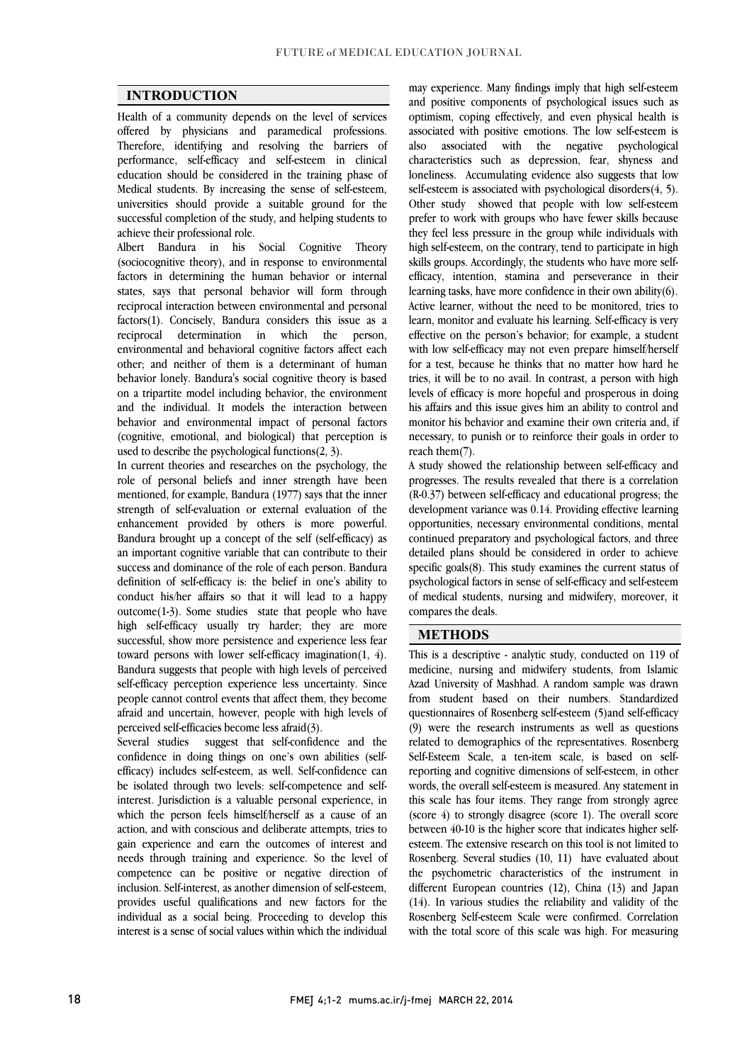## INTRODUCTION

Health of a community depends on the level of services offered by physicians and paramedical professions. Therefore, identifying and resolving the barriers of performance, self-efficacy and self-esteem in clinical education should be considered in the training phase of Medical students. By increasing the sense of self-esteem, universities should provide a suitable ground for the successful completion of the study, and helping students to achieve their professional role.

Albert Bandura in his Social Cognitive Theory (sociocognitive theory), and in response to environmental factors in determining the human behavior or internal states, says that personal behavior will form through reciprocal interaction between environmental and personal factors(1). Concisely, Bandura considers this issue as a reciprocal determination in which the person, environmental and behavioral cognitive factors affect each other; and neither of them is a determinant of human behavior lonely. Bandura's social cognitive theory is based on a tripartite model including behavior, the environment and the individual. It models the interaction between behavior and environmental impact of personal factors (cognitive, emotional, and biological) that perception is used to describe the psychological functions(2, 3).

In current theories and researches on the psychology, the role of personal beliefs and inner strength have been mentioned, for example, Bandura (1977) says that the inner strength of self-evaluation or external evaluation of the enhancement provided by others is more powerful. Bandura brought up a concept of the self (self-efficacy) as an important cognitive variable that can contribute to their success and dominance of the role of each person. Bandura definition of self-efficacy is: the belief in one's ability to conduct his/her affairs so that it will lead to a happy outcome(1-3). Some studies state that people who have high self-efficacy usually try harder; they are more successful, show more persistence and experience less fear toward persons with lower self-efficacy imagination(1, 4). Bandura suggests that people with high levels of perceived self-efficacy perception experience less uncertainty. Since people cannot control events that affect them, they become afraid and uncertain, however, people with high levels of perceived self-efficacies become less afraid(3).

Several studies suggest that self-confidence and the confidence in doing things on one's own abilities (self-efficacy) includes self-esteem, as well. Self-confidence can be isolated through two levels: self-competence and self-interest. Jurisdiction is a valuable personal experience, in which the person feels himself/herself as a cause of an action, and with conscious and deliberate attempts, tries to gain experience and earn the outcomes of interest and needs through training and experience. So the level of competence can be positive or negative direction of inclusion. Self-interest, as another dimension of self-esteem, provides useful qualifications and new factors for the individual as a social being. Proceeding to develop this interest is a sense of social values within which the individual may experience. Many findings imply that high self-esteem and positive components of psychological issues such as optimism, coping effectively, and even physical health is associated with positive emotions. The low self-esteem is also associated with the negative psychological characteristics such as depression, fear, shyness and loneliness. Accumulating evidence also suggests that low self-esteem is associated with psychological disorders(4, 5). Other study showed that people with low self-esteem prefer to work with groups who have fewer skills because they feel less pressure in the group while individuals with high self-esteem, on the contrary, tend to participate in high skills groups. Accordingly, the students who have more self-efficacy, intention, stamina and perseverance in their learning tasks, have more confidence in their own ability(6). Active learner, without the need to be monitored, tries to learn, monitor and evaluate his learning. Self-efficacy is very effective on the person's behavior; for example, a student with low self-efficacy may not even prepare himself/herself for a test, because he thinks that no matter how hard he tries, it will be to no avail. In contrast, a person with high levels of efficacy is more hopeful and prosperous in doing his affairs and this issue gives him an ability to control and monitor his behavior and examine their own criteria and, if necessary, to punish or to reinforce their goals in order to reach them(7).

A study showed the relationship between self-efficacy and progresses. The results revealed that there is a correlation (R-0.37) between self-efficacy and educational progress; the development variance was 0.14. Providing effective learning opportunities, necessary environmental conditions, mental continued preparatory and psychological factors, and three detailed plans should be considered in order to achieve specific goals(8). This study examines the current status of psychological factors in sense of self-efficacy and self-esteem of medical students, nursing and midwifery, moreover, it compares the deals.

## METHODS

This is a descriptive - analytic study, conducted on 119 of medicine, nursing and midwifery students, from Islamic Azad University of Mashhad. A random sample was drawn from student based on their numbers. Standardized questionnaires of Rosenberg self-esteem (5)and self-efficacy (9) were the research instruments as well as questions related to demographics of the representatives. Rosenberg Self-Esteem Scale, a ten-item scale, is based on self-reporting and cognitive dimensions of self-esteem, in other words, the overall self-esteem is measured. Any statement in this scale has four items. They range from strongly agree (score 4) to strongly disagree (score 1). The overall score between 40-10 is the higher score that indicates higher self-esteem. The extensive research on this tool is not limited to Rosenberg. Several studies (10, 11) have evaluated about the psychometric characteristics of the instrument in different European countries (12), China (13) and Japan (14). In various studies the reliability and validity of the Rosenberg Self-esteem Scale were confirmed. Correlation with the total score of this scale was high. For measuring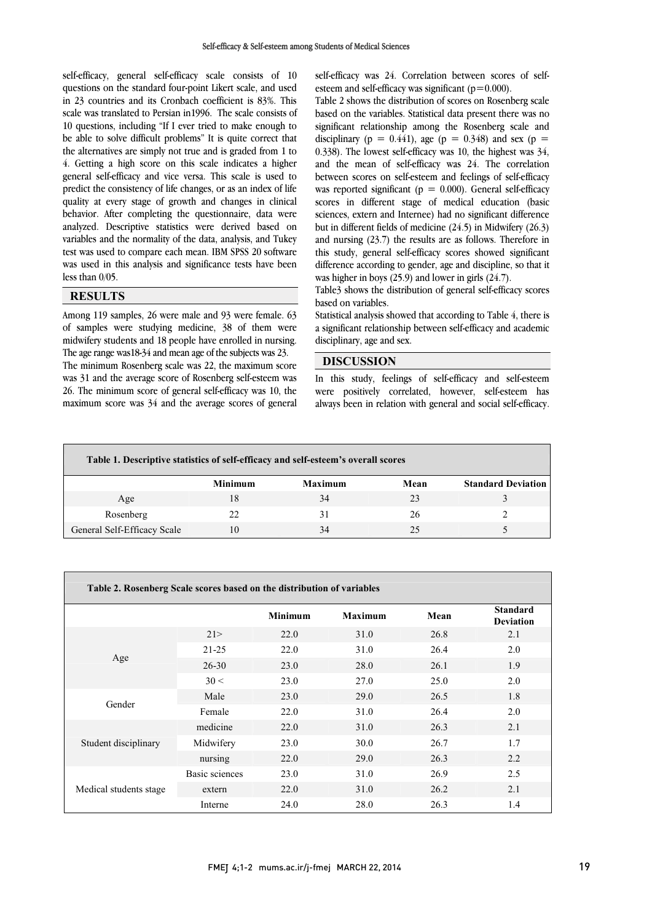self-efficacy, general self-efficacy scale consists of 10 questions on the standard four-point Likert scale, and used in 23 countries and its Cronbach coefficient is 83%. This scale was translated to Persian in1996. The scale consists of 10 questions, including "If I ever tried to make enough to be able to solve difficult problems" It is quite correct that the alternatives are simply not true and is graded from 1 to 4. Getting a high score on this scale indicates a higher general self-efficacy and vice versa. This scale is used to predict the consistency of life changes, or as an index of life quality at every stage of growth and changes in clinical behavior. After completing the questionnaire, data were analyzed. Descriptive statistics were derived based on variables and the normality of the data, analysis, and Tukey test was used to compare each mean. IBM SPSS 20 software was used in this analysis and significance tests have been less than 0/05.

## RESULTS

Among 119 samples, 26 were male and 93 were female. 63 of samples were studying medicine, 38 of them were midwifery students and 18 people have enrolled in nursing. The age range was18-34 and mean age of the subjects was 23.

The minimum Rosenberg scale was 22, the maximum score was 31 and the average score of Rosenberg self-esteem was 26. The minimum score of general self-efficacy was 10, the maximum score was 34 and the average scores of general self-efficacy was 24. Correlation between scores of self-esteem and self-efficacy was significant (p=0.000).

Table 2 shows the distribution of scores on Rosenberg scale based on the variables. Statistical data present there was no significant relationship among the Rosenberg scale and disciplinary (p = 0.441), age (p = 0.348) and sex (p = 0.338). The lowest self-efficacy was 10, the highest was 34, and the mean of self-efficacy was 24. The correlation between scores on self-esteem and feelings of self-efficacy was reported significant (p = 0.000). General self-efficacy scores in different stage of medical education (basic sciences, extern and Internee) had no significant difference but in different fields of medicine (24.5) in Midwifery (26.3) and nursing (23.7) the results are as follows. Therefore in this study, general self-efficacy scores showed significant difference according to gender, age and discipline, so that it was higher in boys (25.9) and lower in girls (24.7).

Table3 shows the distribution of general self-efficacy scores based on variables.

Statistical analysis showed that according to Table 4, there is a significant relationship between self-efficacy and academic disciplinary, age and sex.

## DISCUSSION

In this study, feelings of self-efficacy and self-esteem were positively correlated, however, self-esteem has always been in relation with general and social self-efficacy.

**Table 1. Descriptive statistics of self-efficacy and self-esteem's overall scores**

| | Minimum | Maximum | Mean | Standard Deviation |
|---|---|---|---|---|
| Age | 18 | 34 | 23 | 3 |
| Rosenberg | 22 | 31 | 26 | 2 |
| General Self-Efficacy Scale | 10 | 34 | 25 | 5 |

**Table 2. Rosenberg Scale scores based on the distribution of variables**

| | | Minimum | Maximum | Mean | Standard Deviation |
|---|---|---|---|---|---|
| Age | 21> | 22.0 | 31.0 | 26.8 | 2.1 |
| | 21-25 | 22.0 | 31.0 | 26.4 | 2.0 |
| | 26-30 | 23.0 | 28.0 | 26.1 | 1.9 |
| | 30 < | 23.0 | 27.0 | 25.0 | 2.0 |
| Gender | Male | 23.0 | 29.0 | 26.5 | 1.8 |
| | Female | 22.0 | 31.0 | 26.4 | 2.0 |
| Student disciplinary | medicine | 22.0 | 31.0 | 26.3 | 2.1 |
| | Midwifery | 23.0 | 30.0 | 26.7 | 1.7 |
| | nursing | 22.0 | 29.0 | 26.3 | 2.2 |
| Medical students stage | Basic sciences | 23.0 | 31.0 | 26.9 | 2.5 |
| | extern | 22.0 | 31.0 | 26.2 | 2.1 |
| | Interne | 24.0 | 28.0 | 26.3 | 1.4 |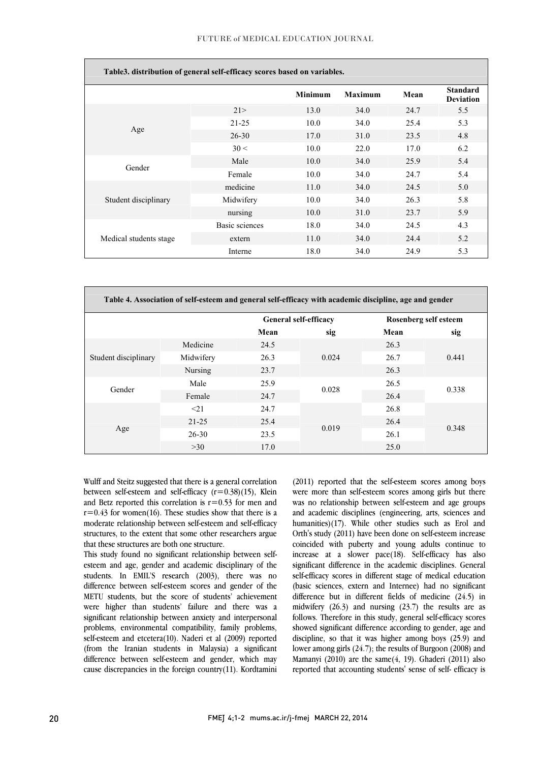**Table3. distribution of general self-efficacy scores based on variables.**

| | | Minimum | Maximum | Mean | Standard Deviation |
|---|---|---|---|---|---|
| Age | 21> | 13.0 | 34.0 | 24.7 | 5.5 |
| | 21-25 | 10.0 | 34.0 | 25.4 | 5.3 |
| | 26-30 | 17.0 | 31.0 | 23.5 | 4.8 |
| | 30 < | 10.0 | 22.0 | 17.0 | 6.2 |
| Gender | Male | 10.0 | 34.0 | 25.9 | 5.4 |
| | Female | 10.0 | 34.0 | 24.7 | 5.4 |
| Student disciplinary | medicine | 11.0 | 34.0 | 24.5 | 5.0 |
| | Midwifery | 10.0 | 34.0 | 26.3 | 5.8 |
| | nursing | 10.0 | 31.0 | 23.7 | 5.9 |
| Medical students stage | Basic sciences | 18.0 | 34.0 | 24.5 | 4.3 |
| | extern | 11.0 | 34.0 | 24.4 | 5.2 |
| | Interne | 18.0 | 34.0 | 24.9 | 5.3 |

**Table 4. Association of self-esteem and general self-efficacy with academic discipline, age and gender**

| | | General self-efficacy | | Rosenberg self esteem | |
|---|---|---|---|---|---|
| | | Mean | sig | Mean | sig |
| Student disciplinary | Medicine | 24.5 | 0.024 | 26.3 | 0.441 |
| | Midwifery | 26.3 | | 26.7 | |
| | Nursing | 23.7 | | 26.3 | |
| Gender | Male | 25.9 | 0.028 | 26.5 | 0.338 |
| | Female | 24.7 | | 26.4 | |
| Age | <21 | 24.7 | 0.019 | 26.8 | 0.348 |
| | 21-25 | 25.4 | | 26.4 | |
| | 26-30 | 23.5 | | 26.1 | |
| | >30 | 17.0 | | 25.0 | |

Wulff and Steitz suggested that there is a general correlation between self-esteem and self-efficacy ($r=0.38$)(15), Klein and Betz reported this correlation is $r=0.53$ for men and $r=0.43$ for women(16). These studies show that there is a moderate relationship between self-esteem and self-efficacy structures, to the extent that some other researchers argue that these structures are both one structure.

This study found no significant relationship between self-esteem and age, gender and academic disciplinary of the students. In EMIL'S research (2003), there was no difference between self-esteem scores and gender of the METU students, but the score of students' achievement were higher than students' failure and there was a significant relationship between anxiety and interpersonal problems, environmental compatibility, family problems, self-esteem and etcetera(10). Naderi et al (2009) reported (from the Iranian students in Malaysia) a significant difference between self-esteem and gender, which may cause discrepancies in the foreign country(11). Kordtamini (2011) reported that the self-esteem scores among boys were more than self-esteem scores among girls but there was no relationship between self-esteem and age groups and academic disciplines (engineering, arts, sciences and humanities)(17). While other studies such as Erol and Orth's study (2011) have been done on self-esteem increase coincided with puberty and young adults continue to increase at a slower pace(18). Self-efficacy has also significant difference in the academic disciplines. General self-efficacy scores in different stage of medical education (basic sciences, extern and Internee) had no significant difference but in different fields of medicine (24.5) in midwifery (26.3) and nursing (23.7) the results are as follows. Therefore in this study, general self-efficacy scores showed significant difference according to gender, age and discipline, so that it was higher among boys (25.9) and lower among girls (24.7); the results of Burgoon (2008) and Mamanyi (2010) are the same(4, 19). Ghaderi (2011) also reported that accounting students' sense of self- efficacy is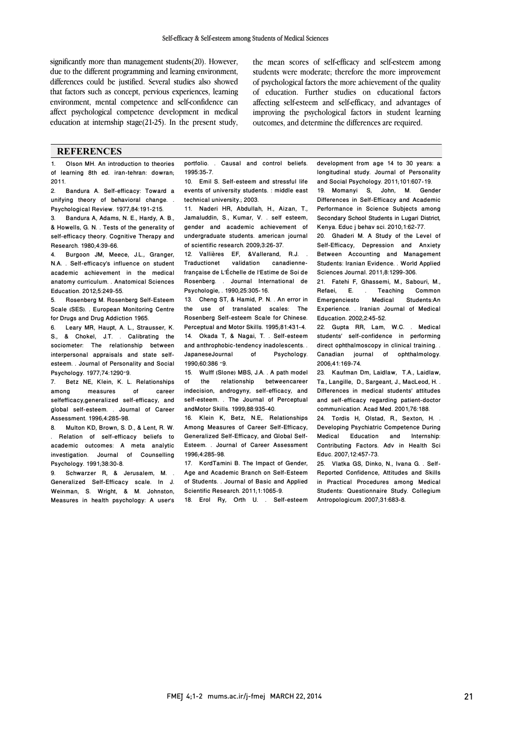significantly more than management students(20). However, due to the different programming and learning environment, differences could be justified. Several studies also showed that factors such as concept, pervious experiences, learning environment, mental competence and self-confidence can affect psychological competence development in medical education at internship stage(21-25). In the present study, the mean scores of self-efficacy and self-esteem among students were moderate; therefore the more improvement of psychological factors the more achievement of the quality of education. Further studies on educational factors affecting self-esteem and self-efficacy, and advantages of improving the psychological factors in student learning outcomes, and determine the differences are required.

## REFERENCES

1. Olson MH. An introduction to theories of learning 8th ed. iran-tehran: dowran; 2011.
2. Bandura A. Self-efficacy: Toward a unifying theory of behavioral change. . Psychological Review. 1977;84:191-215.
3. Bandura A, Adams, N. E., Hardy, A. B., & Howells, G. N. . Tests of the generality of self-efficacy theory. Cognitive Therapy and Research. 1980;4:39-66.
4. Burgoon JM, Meece, J.L., Granger, N.A. . Self-efficacy's influence on student academic achievement in the medical anatomy curriculum. . Anatomical Sciences Education. 2012;5:249-55.
5. Rosenberg M. Rosenberg Self-Esteem Scale (SES). . European Monitoring Centre for Drugs and Drug Addiction 1965.
6. Leary MR, Haupt, A. L., Strausser, K. S., & Chokel, J.T. . Calibrating the sociometer: The relationship between interpersonal appraisals and state self-esteem. . Journal of Personality and Social Psychology. 1977;74:1290-9.
7. Betz NE, Klein, K. L. Relationships among measures of career selfefficacy,generalized self-efficacy, and global self-esteem. . Journal of Career Assessment. 1996;4:285-98.
8. Multon KD, Brown, S. D., & Lent, R. W. . Relation of self-efficacy beliefs to academic outcomes: A meta analytic investigation. Journal of Counselling Psychology. 1991;38:30-8.
9. Schwarzer R, & Jerusalem, M. . Generalized Self-Efficacy scale. In J. Weinman, S. Wright, & M. Johnston, Measures in health psychology: A user's portfolio. . Causal and control beliefs. 1995:35-7.
10. Emil S. Self-esteem and stressful life events of university students. : middle east technical university.; 2003.
11. Naderi HR, Abdullah, H., Aizan, T., Jamaluddin, S., Kumar, V. . self esteem, gender and academic achievement of undergraduate students. american journal of scientific research. 2009;3:26-37.
12. Vallières EF, &Vallerand, R.J. . Traductionet validation canadienne-française de L'Échelle de l'Estime de Soi de Rosenberg. . Journal International de Psychologie, . 1990;25:305-16.
13. Cheng ST, & Hamid, P. N. . An error in the use of translated scales: The Rosenberg Self-esteem Scale for Chinese. Perceptual and Motor Skills. 1995;81:431-4.
14. Okada T, & Nagai, T. . Self-esteem and anthrophobic-tendency inadolescents. . JapaneseJournal of Psychology. 1990;60:386-9.
15. Wulff (Slone) MBS, J.A. . A path model of the relationship betweencareer indecision, androgyny, self-efficacy, and self-esteem. . The Journal of Perceptual andMotor Skills. 1999;88:935-40.
16. Klein K, Betz, N.E,. Relationships Among Measures of Career Self-Efficacy, Generalized Self-Efficacy, and Global Self-Esteem. . Journal of Career Assessment 1996;4:285-98.
17. KordTamini B. The Impact of Gender, Age and Academic Branch on Self-Esteem of Students. . Journal of Basic and Applied Scientific Research. 2011;1:1065-9.
18. Erol Ry, Orth U. . Self-esteem development from age 14 to 30 years: a longitudinal study. Journal of Personality and Social Psychology. 2011;101:607-19.
19. Momanyi S, John, M. Gender Differences in Self-Efficacy and Academic Performance in Science Subjects among Secondary School Students in Lugari District, Kenya. Educ j behav sci. 2010;1:62-77.
20. Ghaderi M. A Study of the Level of Self-Efficacy, Depression and Anxiety Between Accounting and Management Students: Iranian Evidence. . World Applied Sciences Journal. 2011;8:1299-306.
21. Fatehi F, Ghassemi, M., Sabouri, M., Refaei, E. . Teaching Common Emergenciesto Medical Students:An Experience. . Iranian Journal of Medical Education. 2002;2:45-52.
22. Gupta RR, Lam, W.C. . Medical students' self-confidence in performing direct ophthalmoscopy in clinical training. . Canadian journal of ophthalmology. 2006;41:169-74.
23. Kaufman Dm, Laidlaw, T.A., Laidlaw, Ta., Langille, D., Sargeant, J., MacLeod, H. . Differences in medical students' attitudes and self-efficacy regarding patient-doctor communication. Acad Med. 2001;76:188.
24. Tordis H, Olstad, R., Sexton, H. . Developing Psychiatric Competence During Medical Education and Internship: Contributing Factors. Adv in Health Sci Educ. 2007;12:457-73.
25. Vlatka GS, Dinko, N., Ivana G. . Self-Reported Confidence, Attitudes and Skills in Practical Procedures among Medical Students: Questionnaire Study. Collegium Antropologicum. 2007;31:683-8.